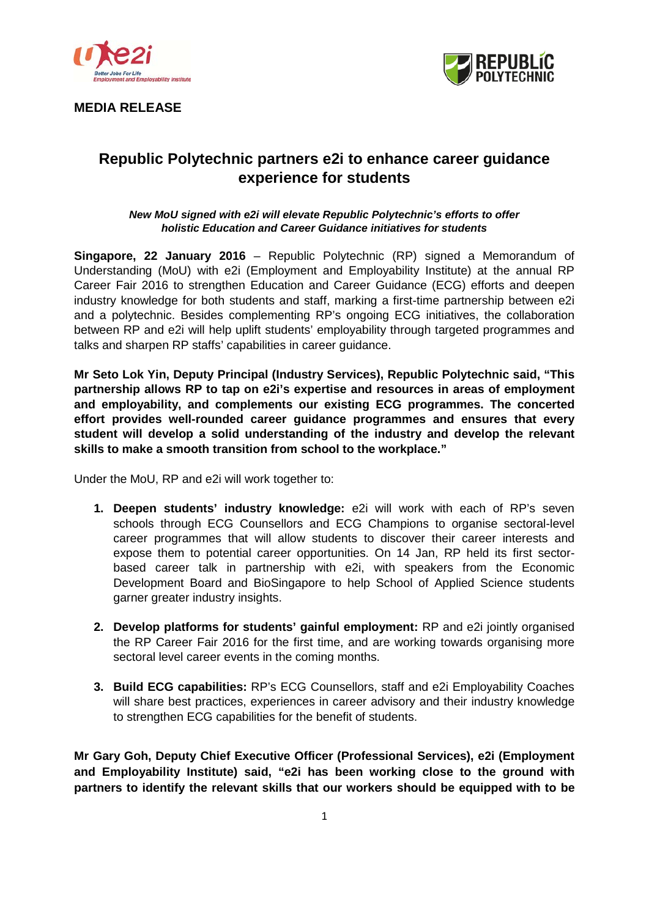**MEDIA RELEASE**

# Republic Polytechnic partners e2i to enhance career guidance experience for students

***New MoU signed with e2i will elevate Republic Polytechnic's efforts to offer holistic Education and Career Guidance initiatives for students***

**Singapore, 22 January 2016** – Republic Polytechnic (RP) signed a Memorandum of Understanding (MoU) with e2i (Employment and Employability Institute) at the annual RP Career Fair 2016 to strengthen Education and Career Guidance (ECG) efforts and deepen industry knowledge for both students and staff, marking a first-time partnership between e2i and a polytechnic. Besides complementing RP's ongoing ECG initiatives, the collaboration between RP and e2i will help uplift students' employability through targeted programmes and talks and sharpen RP staffs' capabilities in career guidance.

**Mr Seto Lok Yin, Deputy Principal (Industry Services), Republic Polytechnic said, "This partnership allows RP to tap on e2i's expertise and resources in areas of employment and employability, and complements our existing ECG programmes. The concerted effort provides well-rounded career guidance programmes and ensures that every student will develop a solid understanding of the industry and develop the relevant skills to make a smooth transition from school to the workplace."**

Under the MoU, RP and e2i will work together to:

1. **Deepen students' industry knowledge:** e2i will work with each of RP's seven schools through ECG Counsellors and ECG Champions to organise sectoral-level career programmes that will allow students to discover their career interests and expose them to potential career opportunities. On 14 Jan, RP held its first sector-based career talk in partnership with e2i, with speakers from the Economic Development Board and BioSingapore to help School of Applied Science students garner greater industry insights.

2. **Develop platforms for students' gainful employment:** RP and e2i jointly organised the RP Career Fair 2016 for the first time, and are working towards organising more sectoral level career events in the coming months.

3. **Build ECG capabilities:** RP's ECG Counsellors, staff and e2i Employability Coaches will share best practices, experiences in career advisory and their industry knowledge to strengthen ECG capabilities for the benefit of students.

**Mr Gary Goh, Deputy Chief Executive Officer (Professional Services), e2i (Employment and Employability Institute) said, "e2i has been working close to the ground with partners to identify the relevant skills that our workers should be equipped with to be**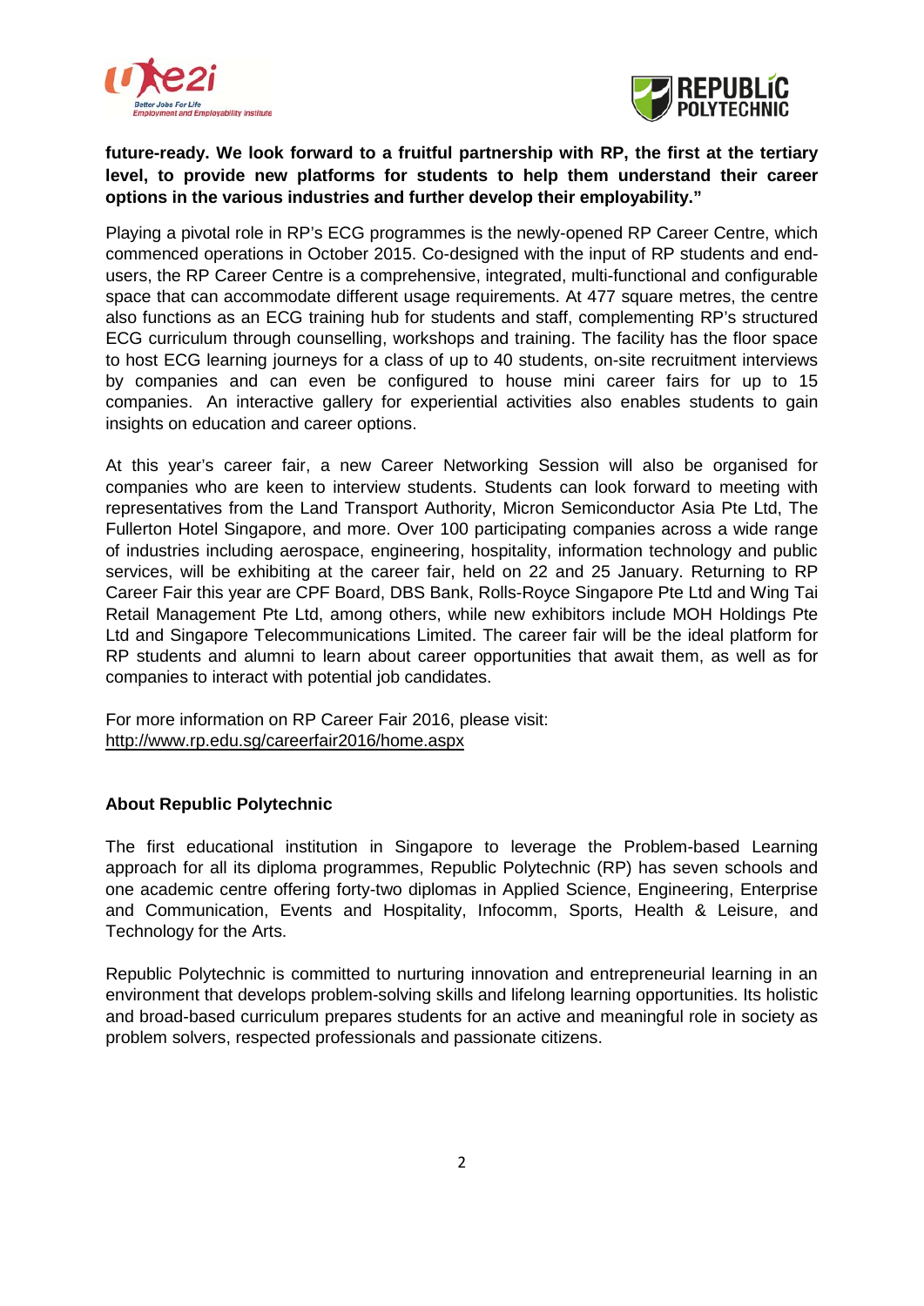**future-ready. We look forward to a fruitful partnership with RP, the first at the tertiary level, to provide new platforms for students to help them understand their career options in the various industries and further develop their employability."**

Playing a pivotal role in RP's ECG programmes is the newly-opened RP Career Centre, which commenced operations in October 2015. Co-designed with the input of RP students and end-users, the RP Career Centre is a comprehensive, integrated, multi-functional and configurable space that can accommodate different usage requirements. At 477 square metres, the centre also functions as an ECG training hub for students and staff, complementing RP's structured ECG curriculum through counselling, workshops and training. The facility has the floor space to host ECG learning journeys for a class of up to 40 students, on-site recruitment interviews by companies and can even be configured to house mini career fairs for up to 15 companies. An interactive gallery for experiential activities also enables students to gain insights on education and career options.

At this year's career fair, a new Career Networking Session will also be organised for companies who are keen to interview students. Students can look forward to meeting with representatives from the Land Transport Authority, Micron Semiconductor Asia Pte Ltd, The Fullerton Hotel Singapore, and more. Over 100 participating companies across a wide range of industries including aerospace, engineering, hospitality, information technology and public services, will be exhibiting at the career fair, held on 22 and 25 January. Returning to RP Career Fair this year are CPF Board, DBS Bank, Rolls-Royce Singapore Pte Ltd and Wing Tai Retail Management Pte Ltd, among others, while new exhibitors include MOH Holdings Pte Ltd and Singapore Telecommunications Limited. The career fair will be the ideal platform for RP students and alumni to learn about career opportunities that await them, as well as for companies to interact with potential job candidates.

For more information on RP Career Fair 2016, please visit:
http://www.rp.edu.sg/careerfair2016/home.aspx

**About Republic Polytechnic**

The first educational institution in Singapore to leverage the Problem-based Learning approach for all its diploma programmes, Republic Polytechnic (RP) has seven schools and one academic centre offering forty-two diplomas in Applied Science, Engineering, Enterprise and Communication, Events and Hospitality, Infocomm, Sports, Health & Leisure, and Technology for the Arts.

Republic Polytechnic is committed to nurturing innovation and entrepreneurial learning in an environment that develops problem-solving skills and lifelong learning opportunities. Its holistic and broad-based curriculum prepares students for an active and meaningful role in society as problem solvers, respected professionals and passionate citizens.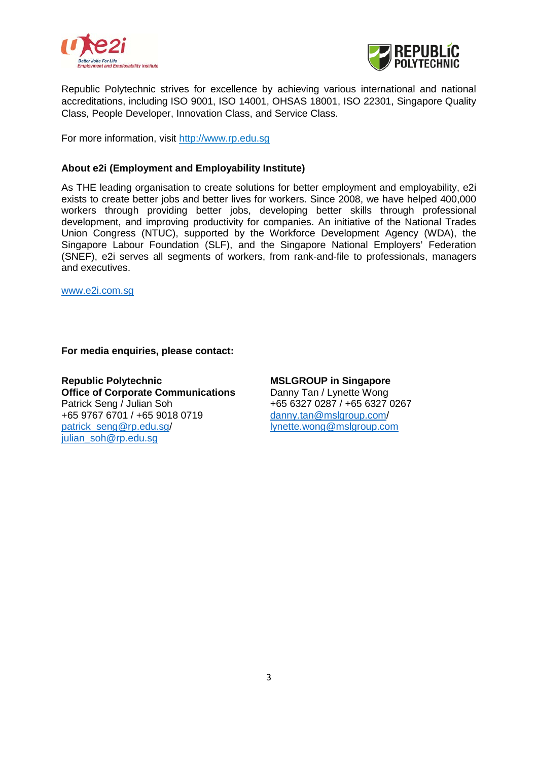Republic Polytechnic strives for excellence by achieving various international and national accreditations, including ISO 9001, ISO 14001, OHSAS 18001, ISO 22301, Singapore Quality Class, People Developer, Innovation Class, and Service Class.

For more information, visit http://www.rp.edu.sg

**About e2i (Employment and Employability Institute)**

As THE leading organisation to create solutions for better employment and employability, e2i exists to create better jobs and better lives for workers. Since 2008, we have helped 400,000 workers through providing better jobs, developing better skills through professional development, and improving productivity for companies. An initiative of the National Trades Union Congress (NTUC), supported by the Workforce Development Agency (WDA), the Singapore Labour Foundation (SLF), and the Singapore National Employers' Federation (SNEF), e2i serves all segments of workers, from rank-and-file to professionals, managers and executives.

www.e2i.com.sg

**For media enquiries, please contact:**

**Republic Polytechnic**
**Office of Corporate Communications**
Patrick Seng / Julian Soh
+65 9767 6701 / +65 9018 0719
patrick_seng@rp.edu.sg/
julian_soh@rp.edu.sg

**MSLGROUP in Singapore**
Danny Tan / Lynette Wong
+65 6327 0287 / +65 6327 0267
danny.tan@mslgroup.com/
lynette.wong@mslgroup.com